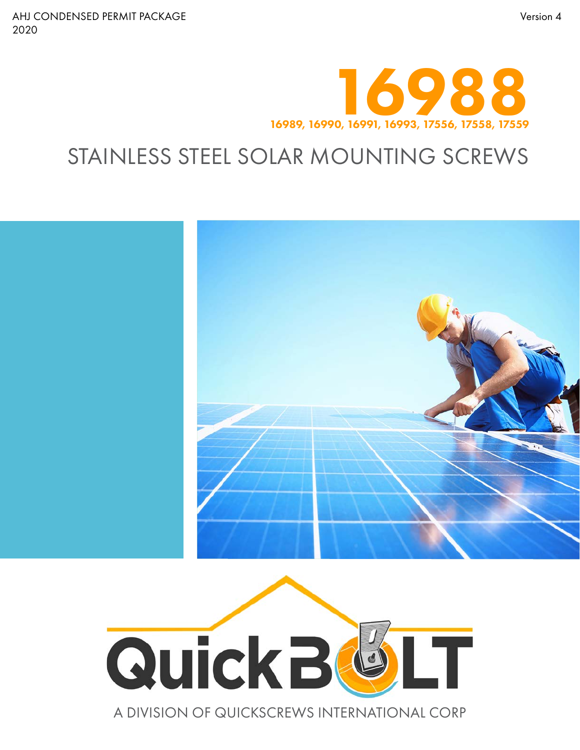AHJ CONDENSED PERMIT PACKAGE
2020

Version 4

# 16988

**16989, 16990, 16991, 16993, 17556, 17558, 17559**

## STAINLESS STEEL SOLAR MOUNTING SCREWS

QuickBOLT

A DIVISION OF QUICKSCREWS INTERNATIONAL CORP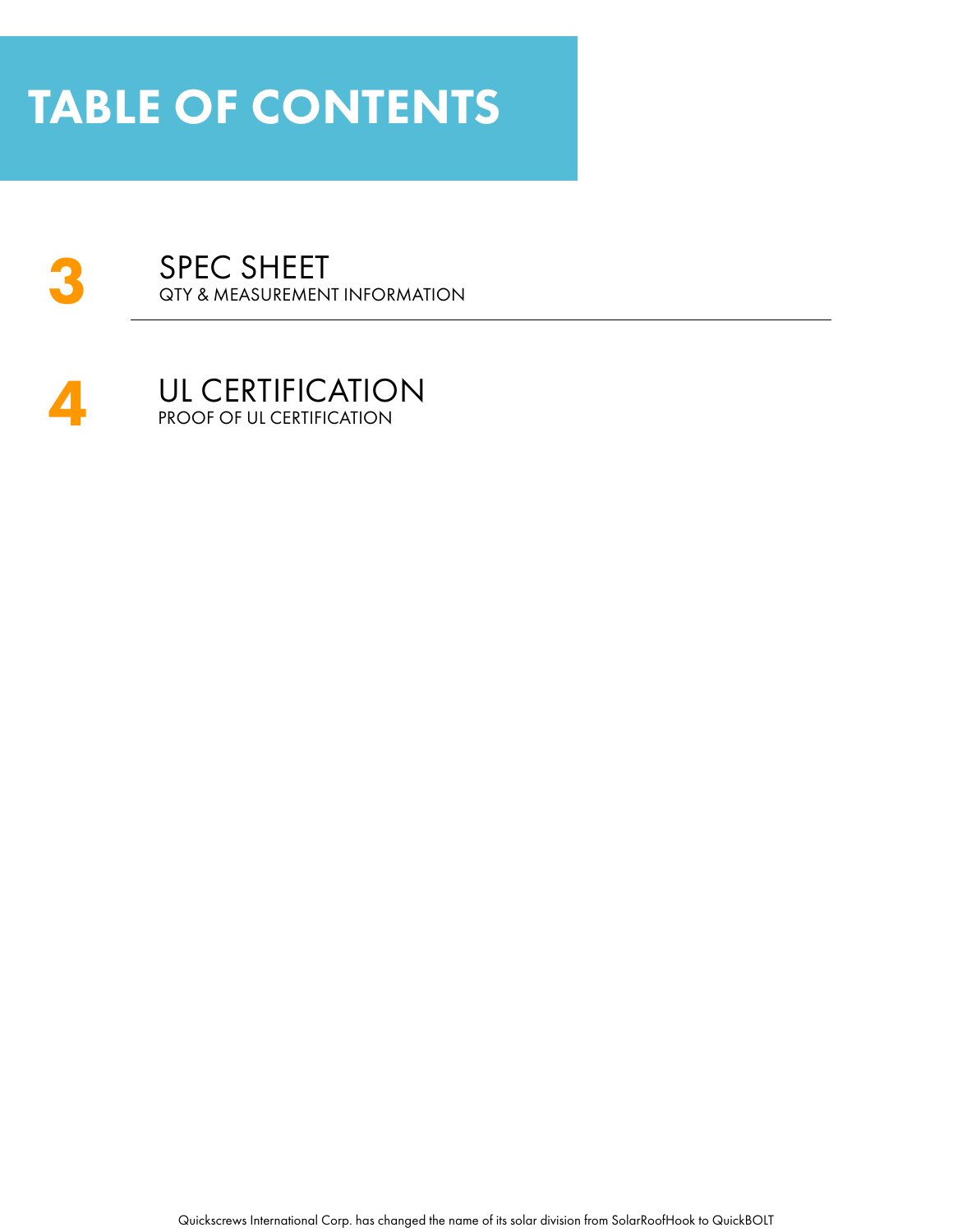# TABLE OF CONTENTS

**3** SPEC SHEET
QTY & MEASUREMENT INFORMATION

**4** UL CERTIFICATION
PROOF OF UL CERTIFICATION

Quickscrews International Corp. has changed the name of its solar division from SolarRoofHook to QuickBOLT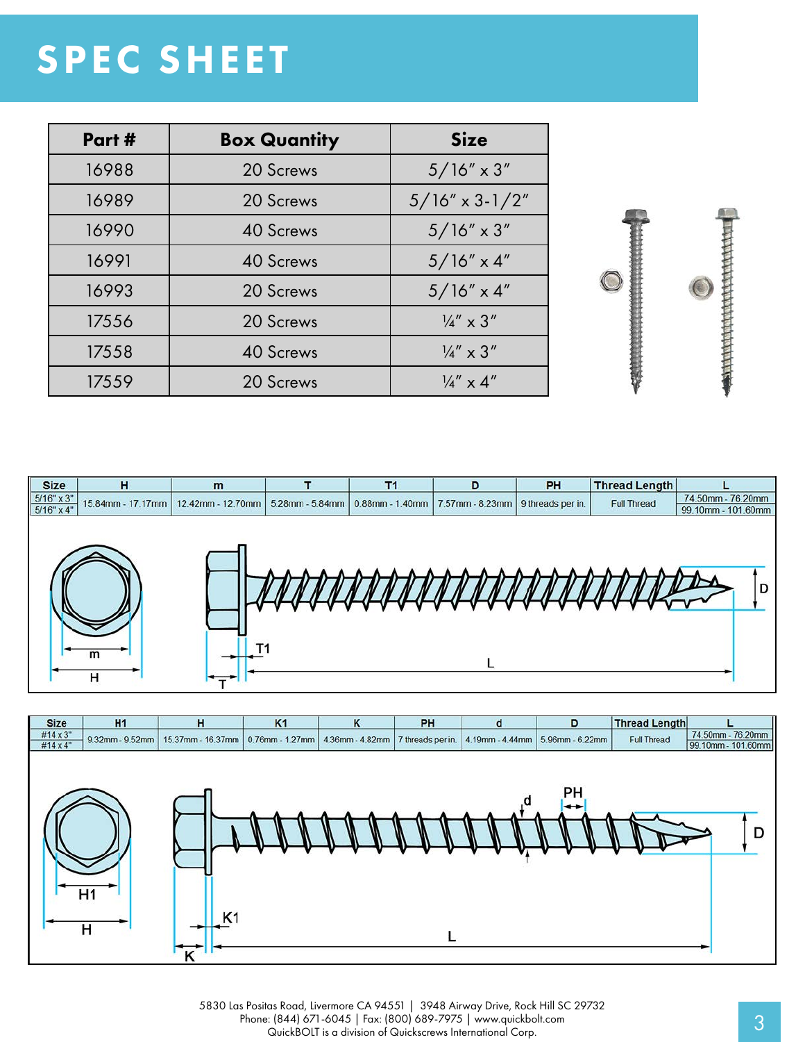# SPEC SHEET

| Part # | Box Quantity | Size |
|---|---|---|
| 16988 | 20 Screws | 5/16" x 3" |
| 16989 | 20 Screws | 5/16" x 3-1/2" |
| 16990 | 40 Screws | 5/16" x 3" |
| 16991 | 40 Screws | 5/16" x 4" |
| 16993 | 20 Screws | 5/16" x 4" |
| 17556 | 20 Screws | ¼" x 3" |
| 17558 | 40 Screws | ¼" x 3" |
| 17559 | 20 Screws | ¼" x 4" |

| Size | H | m | T | T1 | D | PH | Thread Length | L |
|---|---|---|---|---|---|---|---|---|
| 5/16" x 3" | 15.84mm - 17.17mm | 12.42mm - 12.70mm | 5.28mm - 5.84mm | 0.88mm - 1.40mm | 7.57mm - 8.23mm | 9 threads per in. | Full Thread | 74.50mm - 76.20mm |
| 5/16" x 4" | | | | | | | | 99.10mm - 101.60mm |

| Size | H1 | H | K1 | K | PH | d | D | Thread Length | L |
|---|---|---|---|---|---|---|---|---|---|
| #14 x 3" | 9.32mm - 9.52mm | 15.37mm - 16.37mm | 0.76mm - 1.27mm | 4.36mm - 4.82mm | 7 threads per in. | 4.19mm - 4.44mm | 5.96mm - 6.22mm | Full Thread | 74.50mm - 76.20mm |
| #14 x 4" | | | | | | | | | 99.10mm - 101.60mm |

5830 Las Positas Road, Livermore CA 94551 | 3948 Airway Drive, Rock Hill SC 29732
Phone: (844) 671-6045 | Fax: (800) 689-7975 | www.quickbolt.com
QuickBOLT is a division of Quickscrews International Corp.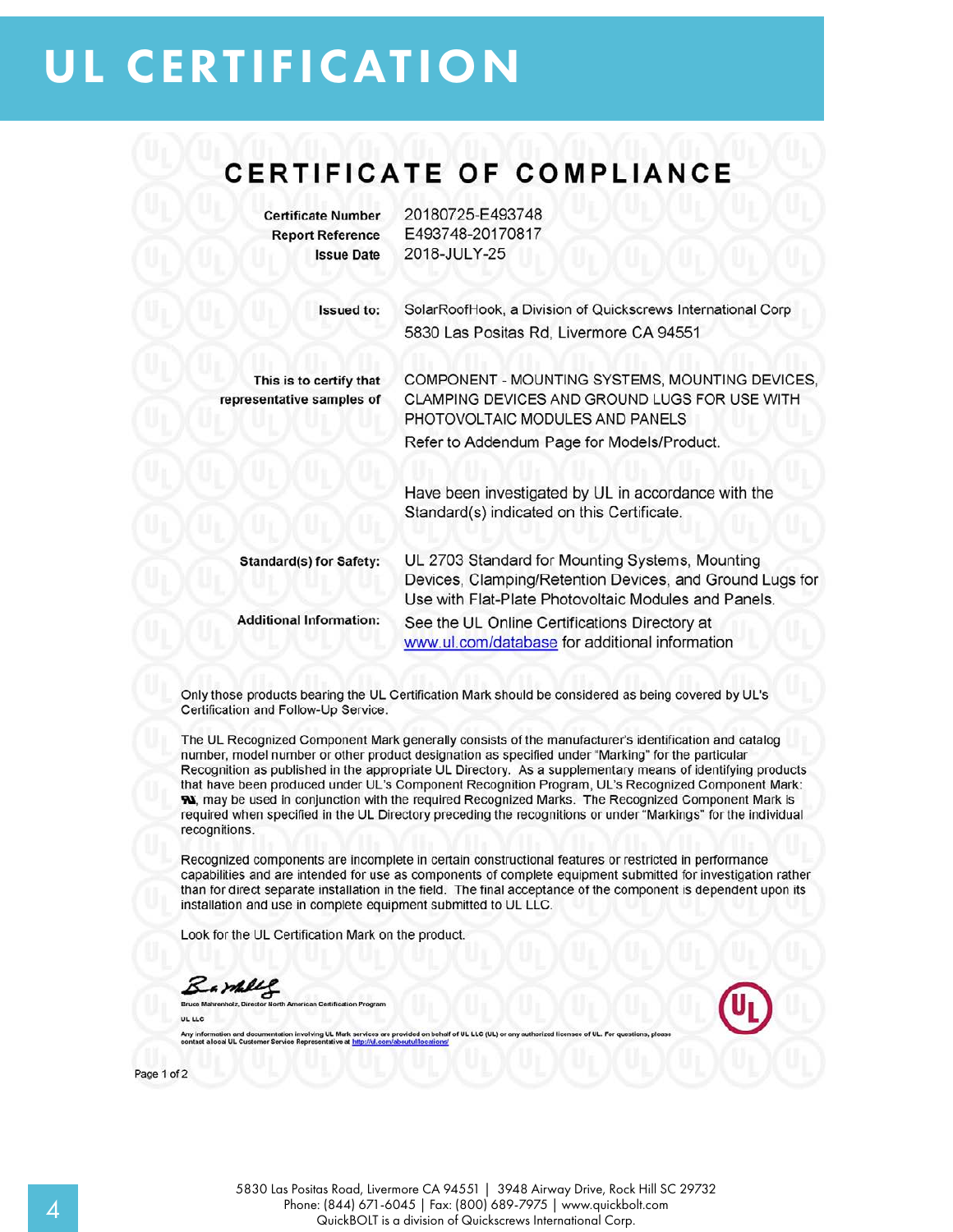# UL CERTIFICATION

## CERTIFICATE OF COMPLIANCE

**Certificate Number** 20180725-E493748
**Report Reference** E493748-20170817
**Issue Date** 2018-JULY-25

**Issued to:** SolarRoofHook, a Division of Quickscrews International Corp
5830 Las Positas Rd, Livermore CA 94551

**This is to certify that representative samples of** COMPONENT - MOUNTING SYSTEMS, MOUNTING DEVICES, CLAMPING DEVICES AND GROUND LUGS FOR USE WITH PHOTOVOLTAIC MODULES AND PANELS
Refer to Addendum Page for Models/Product.

Have been investigated by UL in accordance with the Standard(s) indicated on this Certificate.

**Standard(s) for Safety:** UL 2703 Standard for Mounting Systems, Mounting Devices, Clamping/Retention Devices, and Ground Lugs for Use with Flat-Plate Photovoltaic Modules and Panels.

**Additional Information:** See the UL Online Certifications Directory at www.ul.com/database for additional information

Only those products bearing the UL Certification Mark should be considered as being covered by UL's Certification and Follow-Up Service.

The UL Recognized Component Mark generally consists of the manufacturer's identification and catalog number, model number or other product designation as specified under "Marking" for the particular Recognition as published in the appropriate UL Directory. As a supplementary means of identifying products that have been produced under UL's Component Recognition Program, UL's Recognized Component Mark: ᴙ, may be used in conjunction with the required Recognized Marks. The Recognized Component Mark is required when specified in the UL Directory preceding the recognitions or under "Markings" for the individual recognitions.

Recognized components are incomplete in certain constructional features or restricted in performance capabilities and are intended for use as components of complete equipment submitted for investigation rather than for direct separate installation in the field. The final acceptance of the component is dependent upon its installation and use in complete equipment submitted to UL LLC.

Look for the UL Certification Mark on the product.

Bruce Mahrenholz, Director North American Certification Program
UL LLC

Any information and documentation involving UL Mark services are provided on behalf of UL LLC (UL) or any authorized licensee of UL. For questions, please contact a local UL Customer Service Representative at http://ul.com/aboutul/locations/

Page 1 of 2

5830 Las Positas Road, Livermore CA 94551 | 3948 Airway Drive, Rock Hill SC 29732
Phone: (844) 671-6045 | Fax: (800) 689-7975 | www.quickbolt.com
QuickBOLT is a division of Quickscrews International Corp.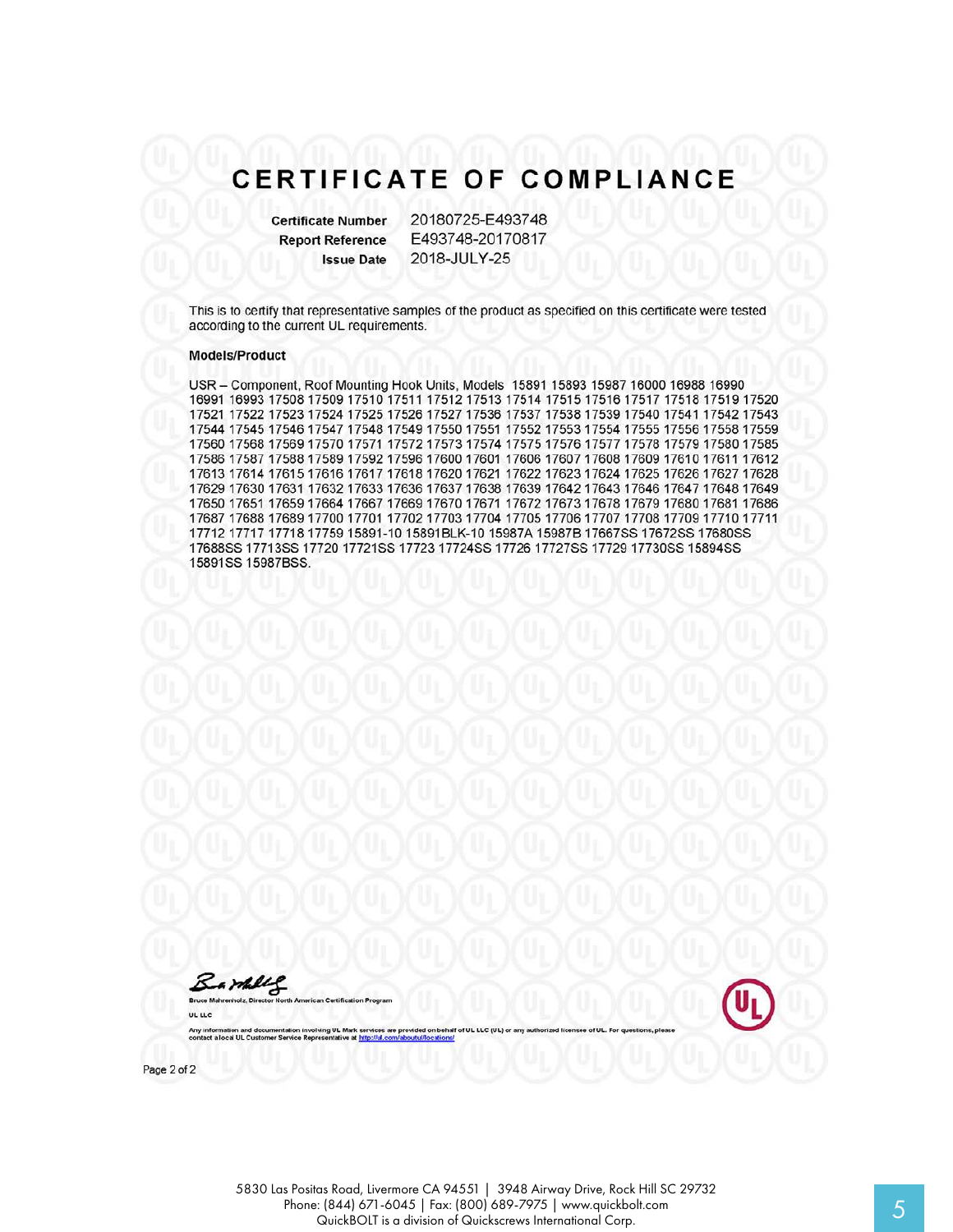# CERTIFICATE OF COMPLIANCE

**Certificate Number** 20180725-E493748
**Report Reference** E493748-20170817
**Issue Date** 2018-JULY-25

This is to certify that representative samples of the product as specified on this certificate were tested according to the current UL requirements.

**Models/Product**

USR – Component, Roof Mounting Hook Units, Models 15891 15893 15987 16000 16988 16990 16991 16993 17508 17509 17510 17511 17512 17513 17514 17515 17516 17517 17518 17519 17520 17521 17522 17523 17524 17525 17526 17527 17536 17537 17538 17539 17540 17541 17542 17543 17544 17545 17546 17547 17548 17549 17550 17551 17552 17553 17554 17555 17556 17558 17559 17560 17568 17569 17570 17571 17572 17573 17574 17575 17576 17577 17578 17579 17580 17585 17586 17587 17588 17589 17592 17596 17600 17601 17606 17607 17608 17609 17610 17611 17612 17613 17614 17615 17616 17617 17618 17620 17621 17622 17623 17624 17625 17626 17627 17628 17629 17630 17631 17632 17633 17636 17637 17638 17639 17642 17643 17646 17647 17648 17649 17650 17651 17659 17664 17667 17669 17670 17671 17672 17673 17678 17679 17680 17681 17686 17687 17688 17689 17700 17701 17702 17703 17704 17705 17706 17707 17708 17709 17710 17711 17712 17717 17718 17759 15891-10 15891BLK-10 15987A 15987B 17667SS 17672SS 17680SS 17688SS 17713SS 17720 17721SS 17723 17724SS 17726 17727SS 17729 17730SS 15894SS 15891SS 15987BSS.

Bruce Mahrenholz, Director North American Certification Program

UL LLC

Any information and documentation involving UL Mark services are provided on behalf of UL LLC (UL) or any authorized licensee of UL. For questions, please contact a local UL Customer Service Representative at http://ul.com/aboutul/locations/

5830 Las Positas Road, Livermore CA 94551 | 3948 Airway Drive, Rock Hill SC 29732
Phone: (844) 671-6045 | Fax: (800) 689-7975 | www.quickbolt.com
QuickBOLT is a division of Quickscrews International Corp.